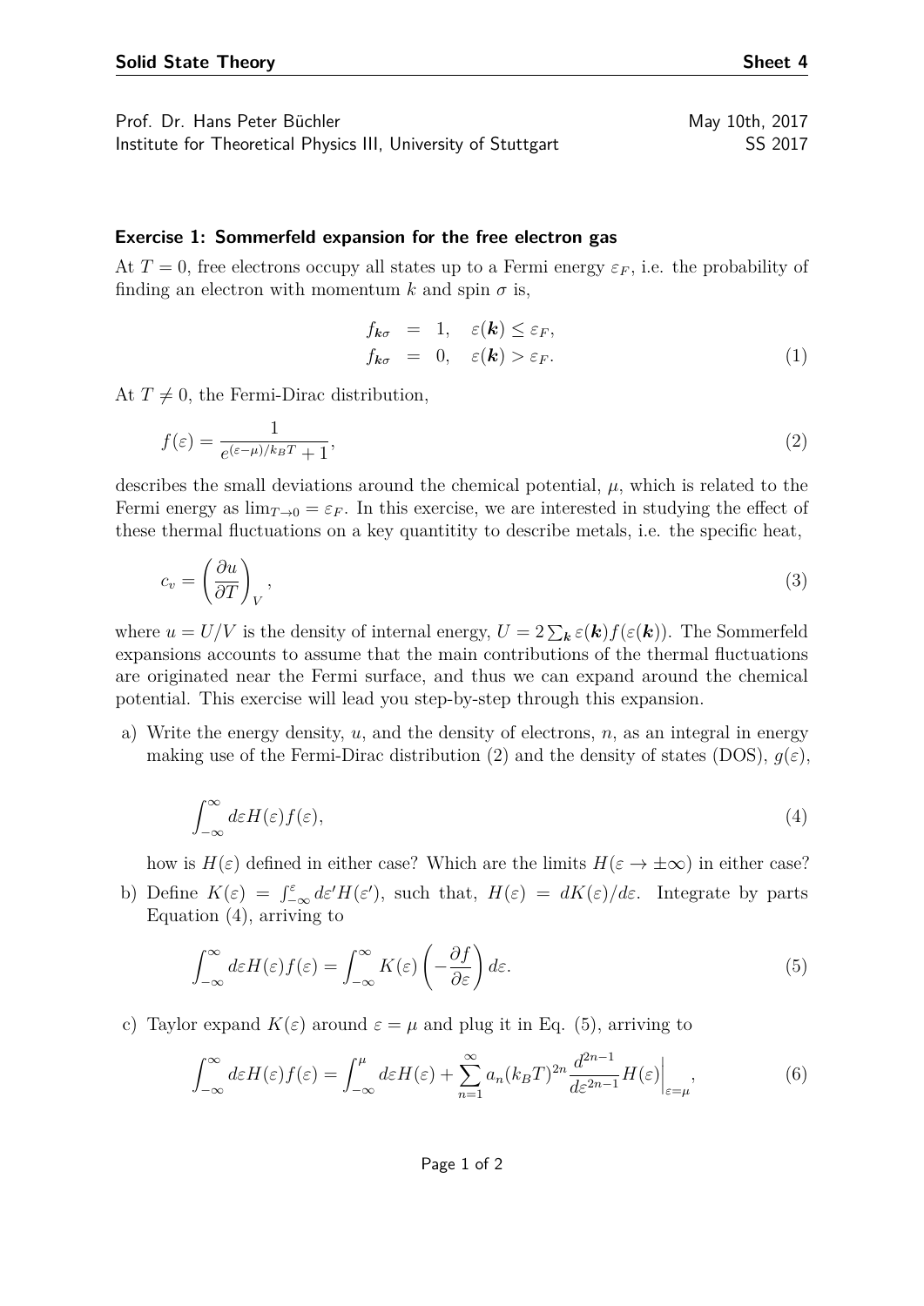**Solid State Theory** **Sheet 4**

Prof. Dr. Hans Peter Büchler May 10th, 2017
Institute for Theoretical Physics III, University of Stuttgart SS 2017

### Exercise 1: Sommerfeld expansion for the free electron gas

At $T = 0$, free electrons occupy all states up to a Fermi energy $\varepsilon_F$, i.e. the probability of finding an electron with momentum $k$ and spin $\sigma$ is,

$$
\begin{aligned}
f_{\boldsymbol{k}\sigma} &= 1, \quad \varepsilon(\boldsymbol{k}) \leq \varepsilon_F, \\
f_{\boldsymbol{k}\sigma} &= 0, \quad \varepsilon(\boldsymbol{k}) > \varepsilon_F.
\end{aligned}
\tag{1}
$$

At $T \neq 0$, the Fermi-Dirac distribution,

$$
f(\varepsilon) = \frac{1}{e^{(\varepsilon-\mu)/k_B T} + 1},
\tag{2}
$$

describes the small deviations around the chemical potential, $\mu$, which is related to the Fermi energy as $\lim_{T\to 0} = \varepsilon_F$. In this exercise, we are interested in studying the effect of these thermal fluctuations on a key quantitity to describe metals, i.e. the specific heat,

$$
c_v = \left(\frac{\partial u}{\partial T}\right)_V,
\tag{3}
$$

where $u = U/V$ is the density of internal energy, $U = 2\sum_{\boldsymbol{k}} \varepsilon(\boldsymbol{k}) f(\varepsilon(\boldsymbol{k}))$. The Sommerfeld expansions accounts to assume that the main contributions of the thermal fluctuations are originated near the Fermi surface, and thus we can expand around the chemical potential. This exercise will lead you step-by-step through this expansion.

a) Write the energy density, $u$, and the density of electrons, $n$, as an integral in energy making use of the Fermi-Dirac distribution (2) and the density of states (DOS), $g(\varepsilon)$,

$$
\int_{-\infty}^{\infty} d\varepsilon H(\varepsilon) f(\varepsilon),
\tag{4}
$$

how is $H(\varepsilon)$ defined in either case? Which are the limits $H(\varepsilon \to \pm\infty)$ in either case?

b) Define $K(\varepsilon) = \int_{-\infty}^{\varepsilon} d\varepsilon' H(\varepsilon')$, such that, $H(\varepsilon) = dK(\varepsilon)/d\varepsilon$. Integrate by parts Equation (4), arriving to

$$
\int_{-\infty}^{\infty} d\varepsilon H(\varepsilon) f(\varepsilon) = \int_{-\infty}^{\infty} K(\varepsilon) \left(-\frac{\partial f}{\partial \varepsilon}\right) d\varepsilon.
\tag{5}
$$

c) Taylor expand $K(\varepsilon)$ around $\varepsilon = \mu$ and plug it in Eq. (5), arriving to

$$
\int_{-\infty}^{\infty} d\varepsilon H(\varepsilon) f(\varepsilon) = \int_{-\infty}^{\mu} d\varepsilon H(\varepsilon) + \sum_{n=1}^{\infty} a_n (k_B T)^{2n} \frac{d^{2n-1}}{d\varepsilon^{2n-1}} H(\varepsilon)\Big|_{\varepsilon=\mu},
\tag{6}
$$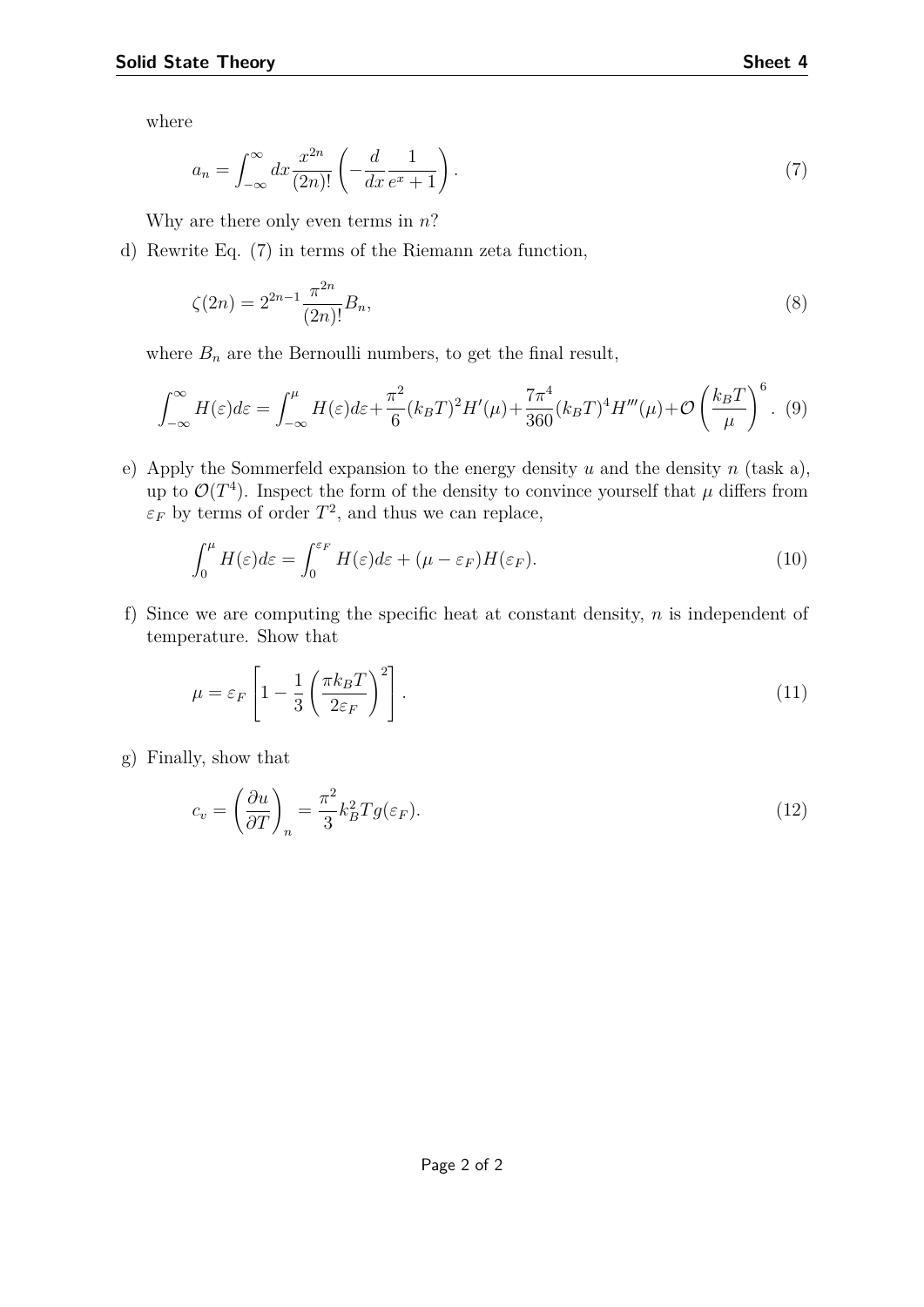where

$$a_n = \int_{-\infty}^{\infty} dx \frac{x^{2n}}{(2n)!} \left( -\frac{d}{dx} \frac{1}{e^x + 1} \right). \tag{7}$$

Why are there only even terms in $n$?

d) Rewrite Eq. (7) in terms of the Riemann zeta function,

$$\zeta(2n) = 2^{2n-1} \frac{\pi^{2n}}{(2n)!} B_n, \tag{8}$$

where $B_n$ are the Bernoulli numbers, to get the final result,

$$\int_{-\infty}^{\infty} H(\varepsilon) d\varepsilon = \int_{-\infty}^{\mu} H(\varepsilon) d\varepsilon + \frac{\pi^2}{6}(k_B T)^2 H'(\mu) + \frac{7\pi^4}{360}(k_B T)^4 H'''(\mu) + \mathcal{O}\left(\frac{k_B T}{\mu}\right)^6. \tag{9}$$

e) Apply the Sommerfeld expansion to the energy density $u$ and the density $n$ (task a), up to $\mathcal{O}(T^4)$. Inspect the form of the density to convince yourself that $\mu$ differs from $\varepsilon_F$ by terms of order $T^2$, and thus we can replace,

$$\int_0^{\mu} H(\varepsilon) d\varepsilon = \int_0^{\varepsilon_F} H(\varepsilon) d\varepsilon + (\mu - \varepsilon_F) H(\varepsilon_F). \tag{10}$$

f) Since we are computing the specific heat at constant density, $n$ is independent of temperature. Show that

$$\mu = \varepsilon_F \left[ 1 - \frac{1}{3} \left( \frac{\pi k_B T}{2\varepsilon_F} \right)^2 \right]. \tag{11}$$

g) Finally, show that

$$c_v = \left( \frac{\partial u}{\partial T} \right)_n = \frac{\pi^2}{3} k_B^2 T g(\varepsilon_F). \tag{12}$$